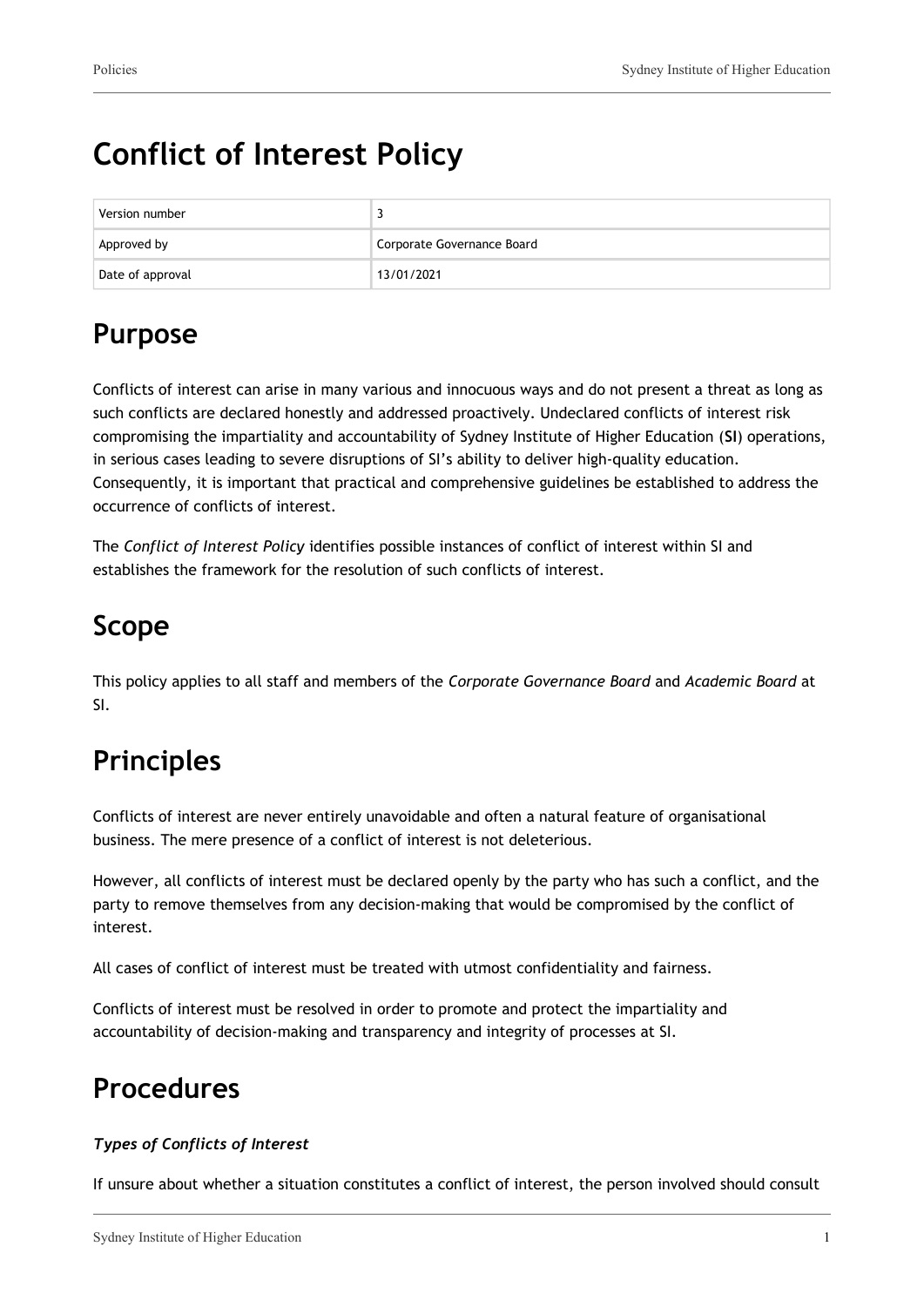# Conflict of Interest Policy

| Version number | 3 |
|---|---|
| Approved by | Corporate Governance Board |
| Date of approval | 13/01/2021 |

## Purpose

Conflicts of interest can arise in many various and innocuous ways and do not present a threat as long as such conflicts are declared honestly and addressed proactively. Undeclared conflicts of interest risk compromising the impartiality and accountability of Sydney Institute of Higher Education (**SI**) operations, in serious cases leading to severe disruptions of SI's ability to deliver high-quality education. Consequently, it is important that practical and comprehensive guidelines be established to address the occurrence of conflicts of interest.

The *Conflict of Interest Policy* identifies possible instances of conflict of interest within SI and establishes the framework for the resolution of such conflicts of interest.

## Scope

This policy applies to all staff and members of the *Corporate Governance Board* and *Academic Board* at SI.

## Principles

Conflicts of interest are never entirely unavoidable and often a natural feature of organisational business. The mere presence of a conflict of interest is not deleterious.

However, all conflicts of interest must be declared openly by the party who has such a conflict, and the party to remove themselves from any decision-making that would be compromised by the conflict of interest.

All cases of conflict of interest must be treated with utmost confidentiality and fairness.

Conflicts of interest must be resolved in order to promote and protect the impartiality and accountability of decision-making and transparency and integrity of processes at SI.

## Procedures

### *Types of Conflicts of Interest*

If unsure about whether a situation constitutes a conflict of interest, the person involved should consult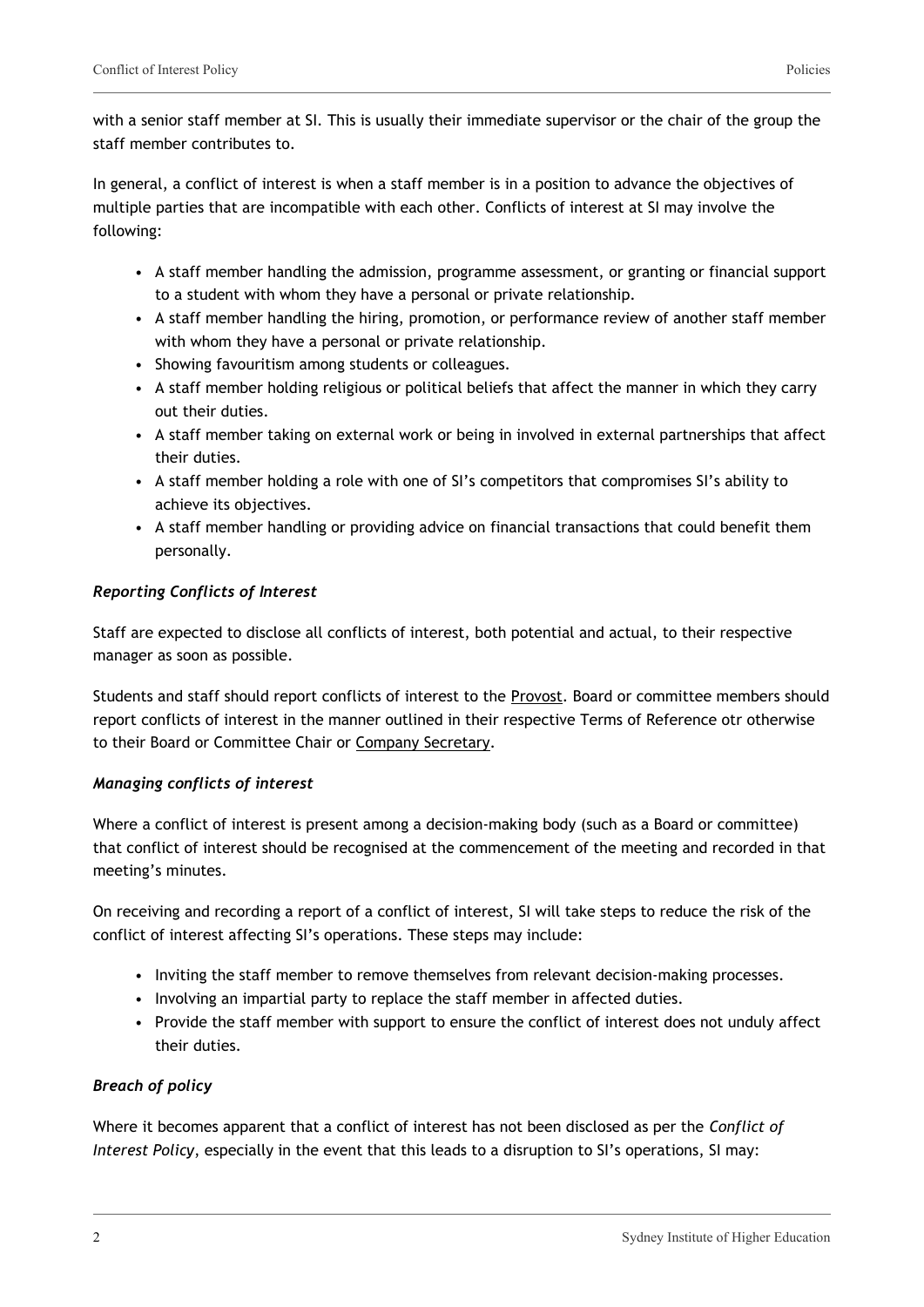with a senior staff member at SI. This is usually their immediate supervisor or the chair of the group the staff member contributes to.

In general, a conflict of interest is when a staff member is in a position to advance the objectives of multiple parties that are incompatible with each other. Conflicts of interest at SI may involve the following:

- A staff member handling the admission, programme assessment, or granting or financial support to a student with whom they have a personal or private relationship.
- A staff member handling the hiring, promotion, or performance review of another staff member with whom they have a personal or private relationship.
- Showing favouritism among students or colleagues.
- A staff member holding religious or political beliefs that affect the manner in which they carry out their duties.
- A staff member taking on external work or being in involved in external partnerships that affect their duties.
- A staff member holding a role with one of SI's competitors that compromises SI's ability to achieve its objectives.
- A staff member handling or providing advice on financial transactions that could benefit them personally.

### *Reporting Conflicts of Interest*

Staff are expected to disclose all conflicts of interest, both potential and actual, to their respective manager as soon as possible.

Students and staff should report conflicts of interest to the Provost. Board or committee members should report conflicts of interest in the manner outlined in their respective Terms of Reference otr otherwise to their Board or Committee Chair or Company Secretary.

### *Managing conflicts of interest*

Where a conflict of interest is present among a decision-making body (such as a Board or committee) that conflict of interest should be recognised at the commencement of the meeting and recorded in that meeting's minutes.

On receiving and recording a report of a conflict of interest, SI will take steps to reduce the risk of the conflict of interest affecting SI's operations. These steps may include:

- Inviting the staff member to remove themselves from relevant decision-making processes.
- Involving an impartial party to replace the staff member in affected duties.
- Provide the staff member with support to ensure the conflict of interest does not unduly affect their duties.

### *Breach of policy*

Where it becomes apparent that a conflict of interest has not been disclosed as per the *Conflict of Interest Policy*, especially in the event that this leads to a disruption to SI's operations, SI may: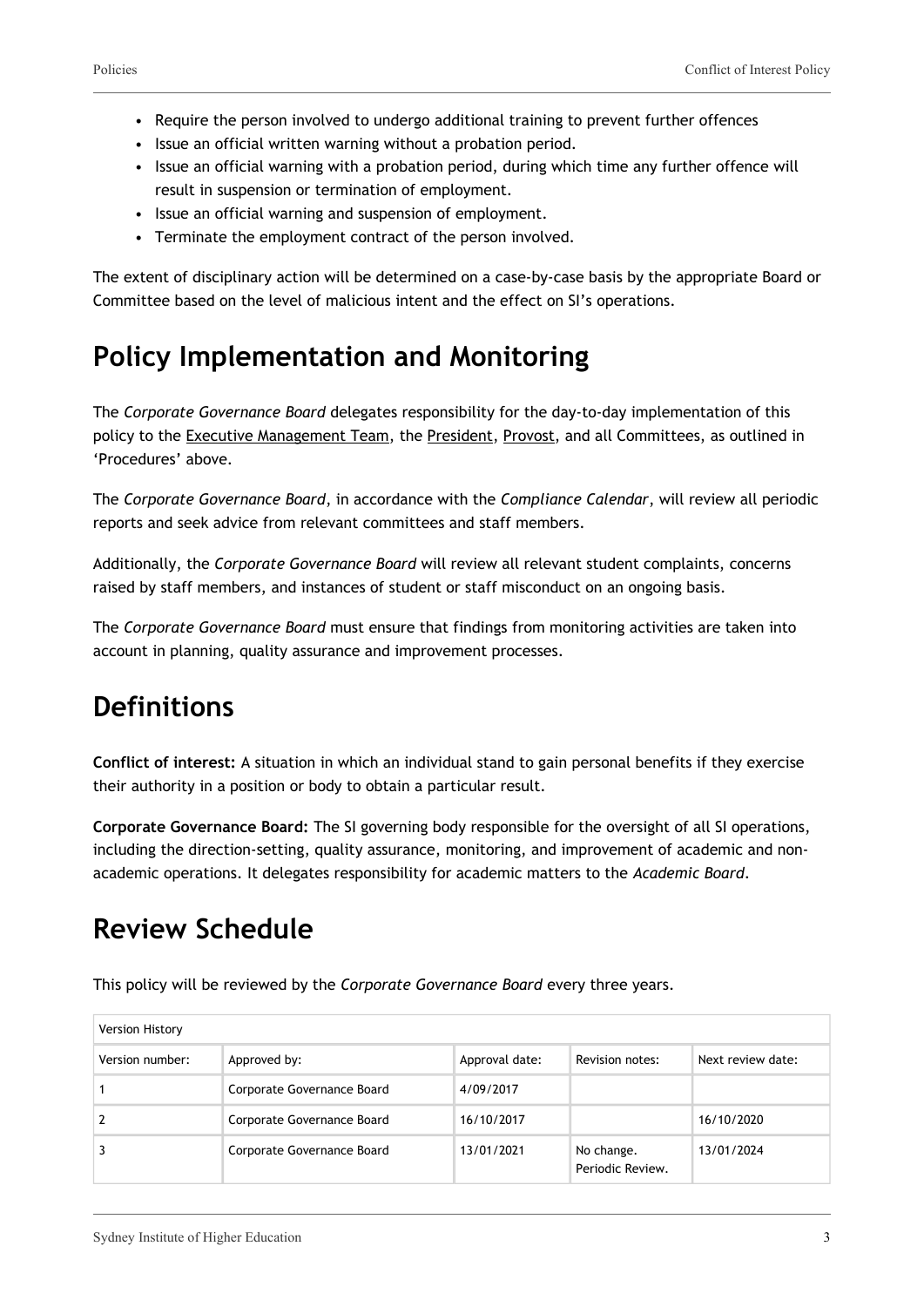- Require the person involved to undergo additional training to prevent further offences
- Issue an official written warning without a probation period.
- Issue an official warning with a probation period, during which time any further offence will result in suspension or termination of employment.
- Issue an official warning and suspension of employment.
- Terminate the employment contract of the person involved.

The extent of disciplinary action will be determined on a case-by-case basis by the appropriate Board or Committee based on the level of malicious intent and the effect on SI's operations.

## Policy Implementation and Monitoring

The *Corporate Governance Board* delegates responsibility for the day-to-day implementation of this policy to the Executive Management Team, the President, Provost, and all Committees, as outlined in 'Procedures' above.

The *Corporate Governance Board*, in accordance with the *Compliance Calendar*, will review all periodic reports and seek advice from relevant committees and staff members.

Additionally, the *Corporate Governance Board* will review all relevant student complaints, concerns raised by staff members, and instances of student or staff misconduct on an ongoing basis.

The *Corporate Governance Board* must ensure that findings from monitoring activities are taken into account in planning, quality assurance and improvement processes.

## Definitions

**Conflict of interest:** A situation in which an individual stand to gain personal benefits if they exercise their authority in a position or body to obtain a particular result.

**Corporate Governance Board:** The SI governing body responsible for the oversight of all SI operations, including the direction-setting, quality assurance, monitoring, and improvement of academic and non-academic operations. It delegates responsibility for academic matters to the *Academic Board*.

## Review Schedule

This policy will be reviewed by the *Corporate Governance Board* every three years.

| Version History | | | | |
|---|---|---|---|---|
| Version number: | Approved by: | Approval date: | Revision notes: | Next review date: |
| 1 | Corporate Governance Board | 4/09/2017 | | |
| 2 | Corporate Governance Board | 16/10/2017 | | 16/10/2020 |
| 3 | Corporate Governance Board | 13/01/2021 | No change. Periodic Review. | 13/01/2024 |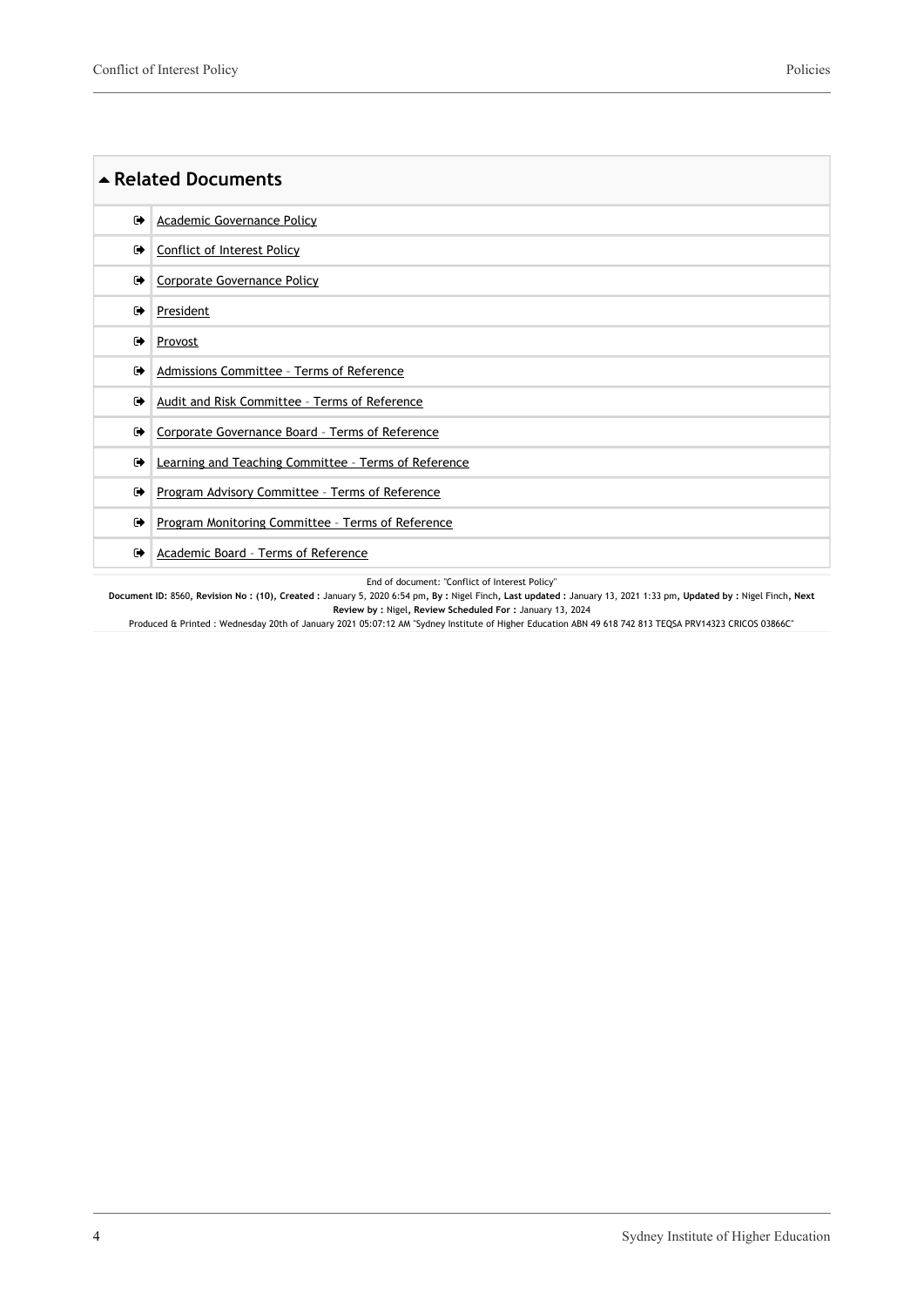## ▲ Related Documents

- Academic Governance Policy
- Conflict of Interest Policy
- Corporate Governance Policy
- President
- Provost
- Admissions Committee – Terms of Reference
- Audit and Risk Committee – Terms of Reference
- Corporate Governance Board – Terms of Reference
- Learning and Teaching Committee – Terms of Reference
- Program Advisory Committee – Terms of Reference
- Program Monitoring Committee – Terms of Reference
- Academic Board – Terms of Reference

End of document: "Conflict of Interest Policy"

**Document ID:** 8560, **Revision No : (10), Created :** January 5, 2020 6:54 pm, **By :** Nigel Finch, **Last updated :** January 13, 2021 1:33 pm, **Updated by :** Nigel Finch, **Next Review by :** Nigel, **Review Scheduled For :** January 13, 2024

Produced & Printed : Wednesday 20th of January 2021 05:07:12 AM "Sydney Institute of Higher Education ABN 49 618 742 813 TEQSA PRV14323 CRICOS 03866C"